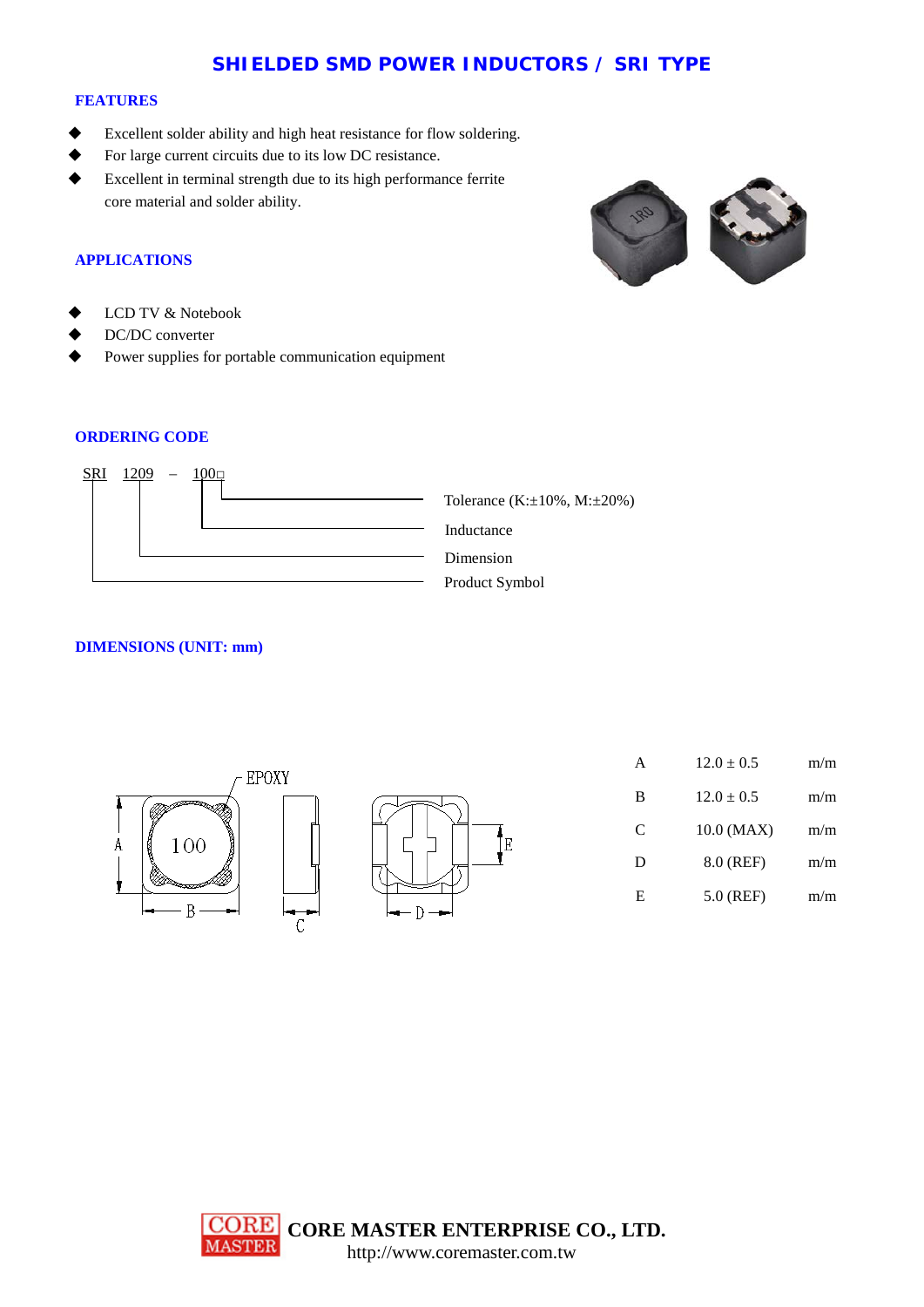# SHIELDED SMD POWER INDUCTORS / SRI TYPE

## FEATURES

- Excellent solder ability and high heat resistance for flow soldering.
- For large current circuits due to its low DC resistance.
- Excellent in terminal strength due to its high performance ferrite core material and solder ability.

## APPLICATIONS

- LCD TV & Notebook
- DC/DC converter
- Power supplies for portable communication equipment

## ORDERING CODE

SRI 1209 – 100□

- □ : Tolerance (K:±10%, M:±20%)
- 100 : Inductance
- 1209 : Dimension
- SRI : Product Symbol

## DIMENSIONS (UNIT: mm)

| | | |
|---|---|---|
| A | 12.0 ± 0.5 | m/m |
| B | 12.0 ± 0.5 | m/m |
| C | 10.0 (MAX) | m/m |
| D | 8.0 (REF) | m/m |
| E | 5.0 (REF) | m/m |

**CORE MASTER ENTERPRISE CO., LTD.**
http://www.coremaster.com.tw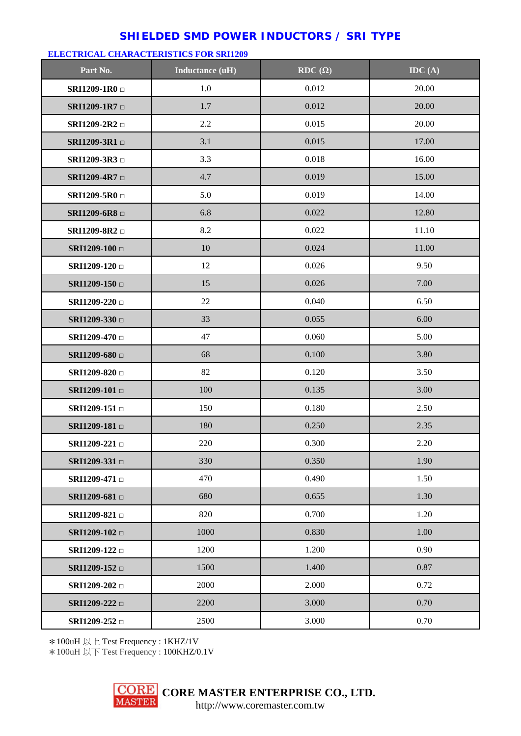## SHIELDED SMD POWER INDUCTORS / SRI TYPE

### ELECTRICAL CHARACTERISTICS FOR SRI1209

| Part No. | Inductance (uH) | RDC (Ω) | IDC (A) |
|---|---|---|---|
| SRI1209-1R0 □ | 1.0 | 0.012 | 20.00 |
| SRI1209-1R7 □ | 1.7 | 0.012 | 20.00 |
| SRI1209-2R2 □ | 2.2 | 0.015 | 20.00 |
| SRI1209-3R1 □ | 3.1 | 0.015 | 17.00 |
| SRI1209-3R3 □ | 3.3 | 0.018 | 16.00 |
| SRI1209-4R7 □ | 4.7 | 0.019 | 15.00 |
| SRI1209-5R0 □ | 5.0 | 0.019 | 14.00 |
| SRI1209-6R8 □ | 6.8 | 0.022 | 12.80 |
| SRI1209-8R2 □ | 8.2 | 0.022 | 11.10 |
| SRI1209-100 □ | 10 | 0.024 | 11.00 |
| SRI1209-120 □ | 12 | 0.026 | 9.50 |
| SRI1209-150 □ | 15 | 0.026 | 7.00 |
| SRI1209-220 □ | 22 | 0.040 | 6.50 |
| SRI1209-330 □ | 33 | 0.055 | 6.00 |
| SRI1209-470 □ | 47 | 0.060 | 5.00 |
| SRI1209-680 □ | 68 | 0.100 | 3.80 |
| SRI1209-820 □ | 82 | 0.120 | 3.50 |
| SRI1209-101 □ | 100 | 0.135 | 3.00 |
| SRI1209-151 □ | 150 | 0.180 | 2.50 |
| SRI1209-181 □ | 180 | 0.250 | 2.35 |
| SRI1209-221 □ | 220 | 0.300 | 2.20 |
| SRI1209-331 □ | 330 | 0.350 | 1.90 |
| SRI1209-471 □ | 470 | 0.490 | 1.50 |
| SRI1209-681 □ | 680 | 0.655 | 1.30 |
| SRI1209-821 □ | 820 | 0.700 | 1.20 |
| SRI1209-102 □ | 1000 | 0.830 | 1.00 |
| SRI1209-122 □ | 1200 | 1.200 | 0.90 |
| SRI1209-152 □ | 1500 | 1.400 | 0.87 |
| SRI1209-202 □ | 2000 | 2.000 | 0.72 |
| SRI1209-222 □ | 2200 | 3.000 | 0.70 |
| SRI1209-252 □ | 2500 | 3.000 | 0.70 |

＊100uH 以上 Test Frequency : 1KHZ/1V
＊100uH 以下 Test Frequency : 100KHZ/0.1V

CORE MASTER

**CORE MASTER ENTERPRISE CO., LTD.**
http://www.coremaster.com.tw